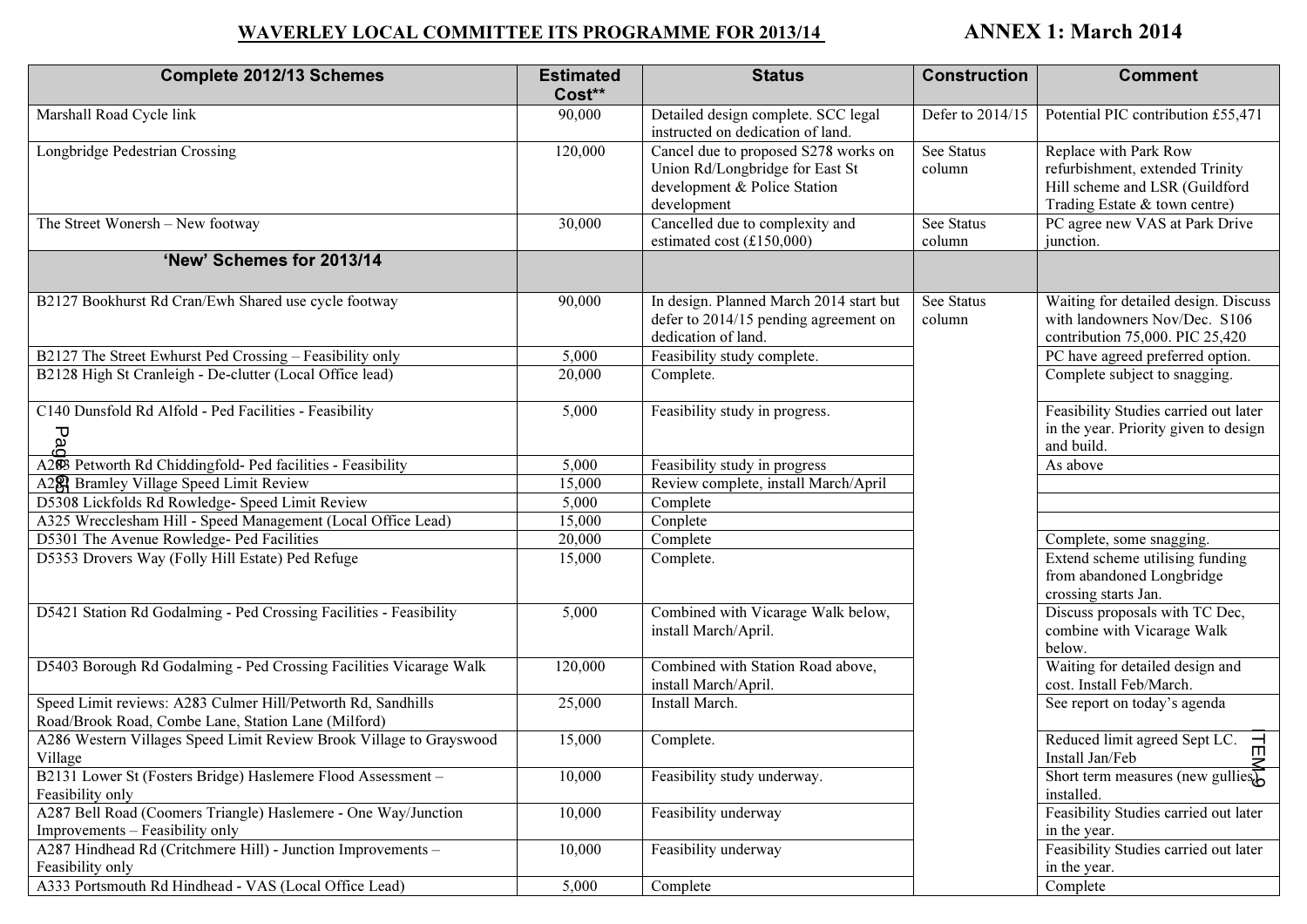## WAVERLEY LOCAL COMMITTEE ITS PROGRAMME FOR 2013/14

## ANNEX 1: March 2014

| Complete 2012/13 Schemes | Estimated Cost** | Status | Construction | Comment |
|---|---|---|---|---|
| Marshall Road Cycle link | 90,000 | Detailed design complete. SCC legal instructed on dedication of land. | Defer to 2014/15 | Potential PIC contribution £55,471 |
| Longbridge Pedestrian Crossing | 120,000 | Cancel due to proposed S278 works on Union Rd/Longbridge for East St development & Police Station development | See Status column | Replace with Park Row refurbishment, extended Trinity Hill scheme and LSR (Guildford Trading Estate & town centre) |
| The Street Wonersh – New footway | 30,000 | Cancelled due to complexity and estimated cost (£150,000) | See Status column | PC agree new VAS at Park Drive junction. |
| **'New' Schemes for 2013/14** | | | | |
| B2127 Bookhurst Rd Cran/Ewh Shared use cycle footway | 90,000 | In design. Planned March 2014 start but defer to 2014/15 pending agreement on dedication of land. | See Status column | Waiting for detailed design. Discuss with landowners Nov/Dec. S106 contribution 75,000. PIC 25,420 |
| B2127 The Street Ewhurst Ped Crossing – Feasibility only | 5,000 | Feasibility study complete. | | PC have agreed preferred option. |
| B2128 High St Cranleigh - De-clutter (Local Office lead) | 20,000 | Complete. | | Complete subject to snagging. |
| C140 Dunsfold Rd Alfold - Ped Facilities - Feasibility | 5,000 | Feasibility study in progress. | | Feasibility Studies carried out later in the year. Priority given to design and build. |
| A283 Petworth Rd Chiddingfold- Ped facilities - Feasibility | 5,000 | Feasibility study in progress | | As above |
| A281 Bramley Village Speed Limit Review | 15,000 | Review complete, install March/April | | |
| D5308 Lickfolds Rd Rowledge- Speed Limit Review | 5,000 | Complete | | |
| A325 Wrecclesham Hill - Speed Management (Local Office Lead) | 15,000 | Conplete | | |
| D5301 The Avenue Rowledge- Ped Facilities | 20,000 | Complete | | Complete, some snagging. |
| D5353 Drovers Way (Folly Hill Estate) Ped Refuge | 15,000 | Complete. | | Extend scheme utilising funding from abandoned Longbridge crossing starts Jan. |
| D5421 Station Rd Godalming - Ped Crossing Facilities - Feasibility | 5,000 | Combined with Vicarage Walk below, install March/April. | | Discuss proposals with TC Dec, combine with Vicarage Walk below. |
| D5403 Borough Rd Godalming - Ped Crossing Facilities Vicarage Walk | 120,000 | Combined with Station Road above, install March/April. | | Waiting for detailed design and cost. Install Feb/March. |
| Speed Limit reviews: A283 Culmer Hill/Petworth Rd, Sandhills Road/Brook Road, Combe Lane, Station Lane (Milford) | 25,000 | Install March. | | See report on today's agenda |
| A286 Western Villages Speed Limit Review Brook Village to Grayswood Village | 15,000 | Complete. | | Reduced limit agreed Sept LC. Install Jan/Feb |
| B2131 Lower St (Fosters Bridge) Haslemere Flood Assessment – Feasibility only | 10,000 | Feasibility study underway. | | Short term measures (new gullies) installed. |
| A287 Bell Road (Coomers Triangle) Haslemere - One Way/Junction Improvements – Feasibility only | 10,000 | Feasibility underway | | Feasibility Studies carried out later in the year. |
| A287 Hindhead Rd (Critchmere Hill) - Junction Improvements – Feasibility only | 10,000 | Feasibility underway | | Feasibility Studies carried out later in the year. |
| A333 Portsmouth Rd Hindhead - VAS (Local Office Lead) | 5,000 | Complete | | Complete |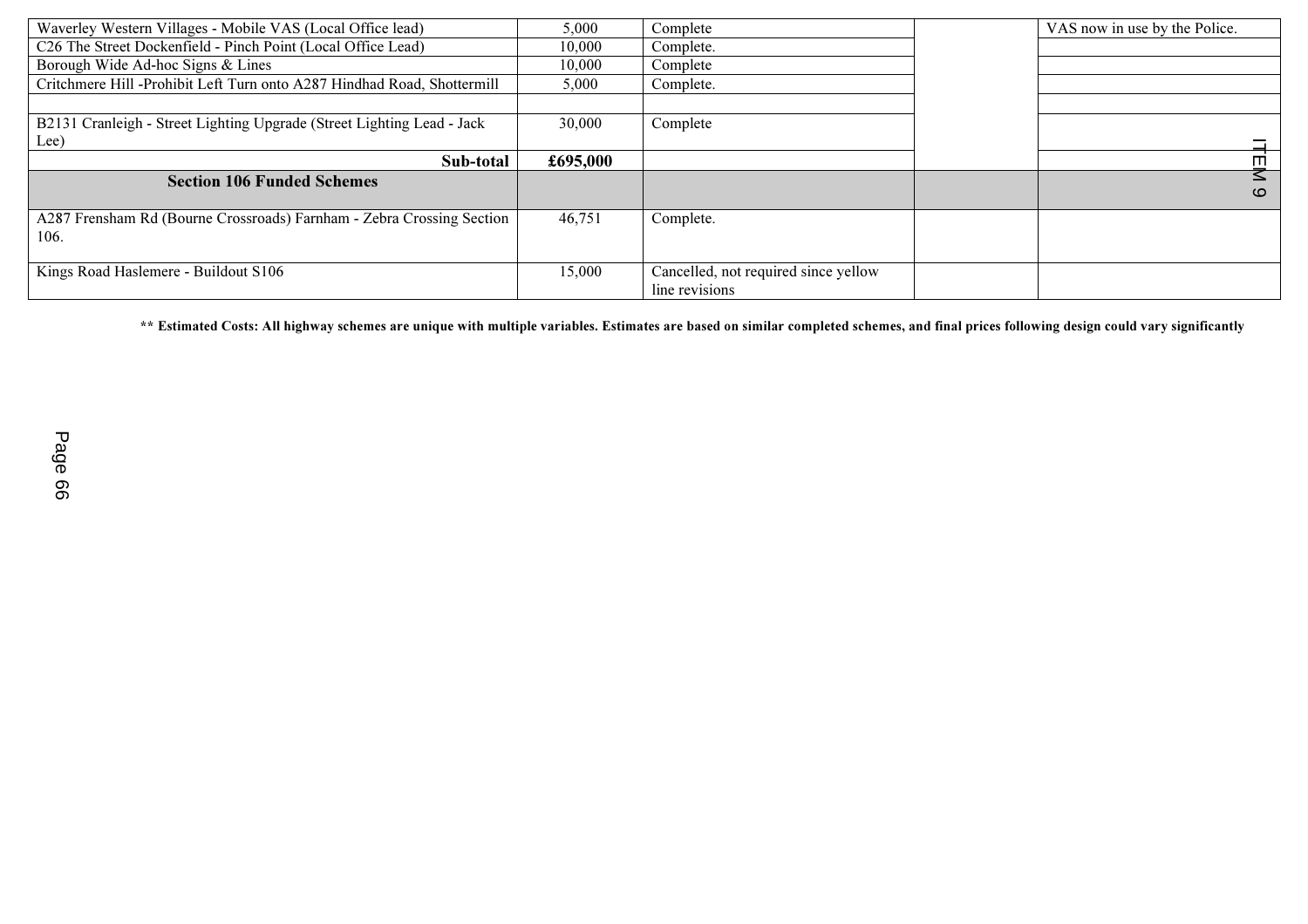| | | | | |
|---|---|---|---|---|
| Waverley Western Villages - Mobile VAS (Local Office lead) | 5,000 | Complete | | VAS now in use by the Police. |
| C26 The Street Dockenfield - Pinch Point (Local Office Lead) | 10,000 | Complete. | | |
| Borough Wide Ad-hoc Signs & Lines | 10,000 | Complete | | |
| Critchmere Hill -Prohibit Left Turn onto A287 Hindhad Road, Shottermill | 5,000 | Complete. | | |
| | | | | |
| B2131 Cranleigh - Street Lighting Upgrade (Street Lighting Lead - Jack Lee) | 30,000 | Complete | | |
| **Sub-total** | **£695,000** | | | |
| **Section 106 Funded Schemes** | | | | |
| A287 Frensham Rd (Bourne Crossroads) Farnham - Zebra Crossing Section 106. | 46,751 | Complete. | | |
| Kings Road Haslemere - Buildout S106 | 15,000 | Cancelled, not required since yellow line revisions | | |

**** Estimated Costs: All highway schemes are unique with multiple variables. Estimates are based on similar completed schemes, and final prices following design could vary significantly**